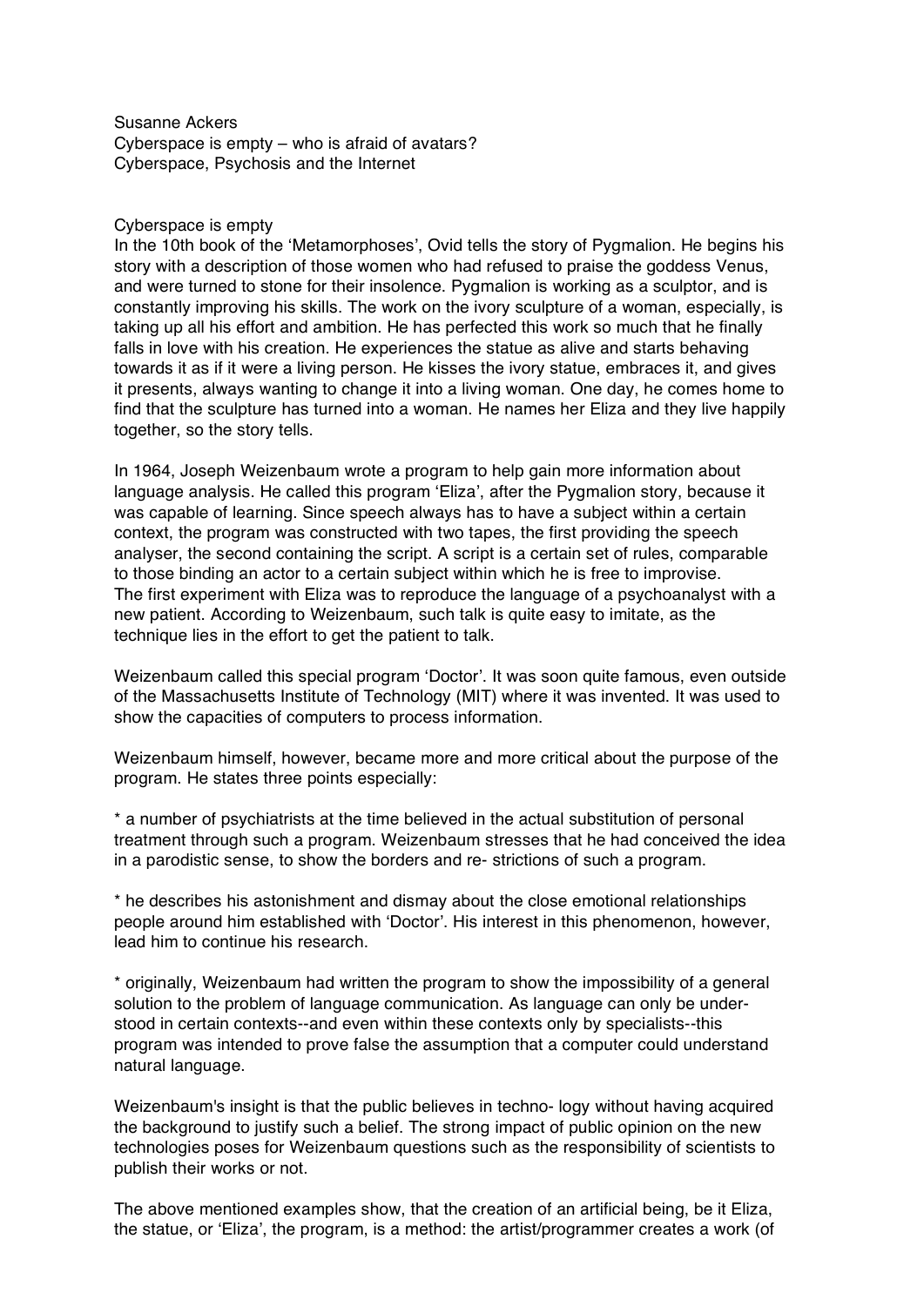Susanne Ackers
Cyberspace is empty – who is afraid of avatars?
Cyberspace, Psychosis and the Internet

## Cyberspace is empty

In the 10th book of the 'Metamorphoses', Ovid tells the story of Pygmalion. He begins his story with a description of those women who had refused to praise the goddess Venus, and were turned to stone for their insolence. Pygmalion is working as a sculptor, and is constantly improving his skills. The work on the ivory sculpture of a woman, especially, is taking up all his effort and ambition. He has perfected this work so much that he finally falls in love with his creation. He experiences the statue as alive and starts behaving towards it as if it were a living person. He kisses the ivory statue, embraces it, and gives it presents, always wanting to change it into a living woman. One day, he comes home to find that the sculpture has turned into a woman. He names her Eliza and they live happily together, so the story tells.

In 1964, Joseph Weizenbaum wrote a program to help gain more information about language analysis. He called this program 'Eliza', after the Pygmalion story, because it was capable of learning. Since speech always has to have a subject within a certain context, the program was constructed with two tapes, the first providing the speech analyser, the second containing the script. A script is a certain set of rules, comparable to those binding an actor to a certain subject within which he is free to improvise.
The first experiment with Eliza was to reproduce the language of a psychoanalyst with a new patient. According to Weizenbaum, such talk is quite easy to imitate, as the technique lies in the effort to get the patient to talk.

Weizenbaum called this special program 'Doctor'. It was soon quite famous, even outside of the Massachusetts Institute of Technology (MIT) where it was invented. It was used to show the capacities of computers to process information.

Weizenbaum himself, however, became more and more critical about the purpose of the program. He states three points especially:

* a number of psychiatrists at the time believed in the actual substitution of personal treatment through such a program. Weizenbaum stresses that he had conceived the idea in a parodistic sense, to show the borders and re- strictions of such a program.

* he describes his astonishment and dismay about the close emotional relationships people around him established with 'Doctor'. His interest in this phenomenon, however, lead him to continue his research.

* originally, Weizenbaum had written the program to show the impossibility of a general solution to the problem of language communication. As language can only be under- stood in certain contexts--and even within these contexts only by specialists--this program was intended to prove false the assumption that a computer could understand natural language.

Weizenbaum's insight is that the public believes in techno- logy without having acquired the background to justify such a belief. The strong impact of public opinion on the new technologies poses for Weizenbaum questions such as the responsibility of scientists to publish their works or not.

The above mentioned examples show, that the creation of an artificial being, be it Eliza, the statue, or 'Eliza', the program, is a method: the artist/programmer creates a work (of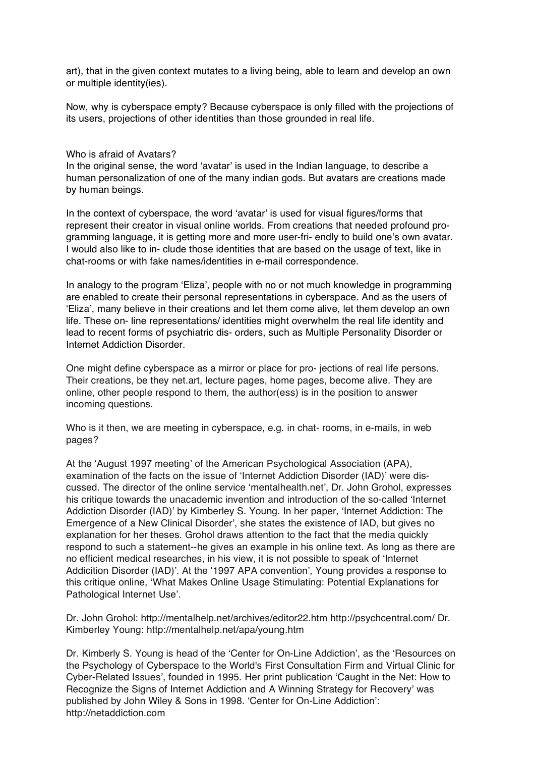art), that in the given context mutates to a living being, able to learn and develop an own or multiple identity(ies).

Now, why is cyberspace empty? Because cyberspace is only filled with the projections of its users, projections of other identities than those grounded in real life.

## Who is afraid of Avatars?

In the original sense, the word 'avatar' is used in the Indian language, to describe a human personalization of one of the many indian gods. But avatars are creations made by human beings.

In the context of cyberspace, the word 'avatar' is used for visual figures/forms that represent their creator in visual online worlds. From creations that needed profound pro- gramming language, it is getting more and more user-fri- endly to build one's own avatar. I would also like to in- clude those identities that are based on the usage of text, like in chat-rooms or with fake names/identities in e-mail correspondence.

In analogy to the program 'Eliza', people with no or not much knowledge in programming are enabled to create their personal representations in cyberspace. And as the users of 'Eliza', many believe in their creations and let them come alive, let them develop an own life. These on- line representations/ identities might overwhelm the real life identity and lead to recent forms of psychiatric dis- orders, such as Multiple Personality Disorder or Internet Addiction Disorder.

One might define cyberspace as a mirror or place for pro- jections of real life persons. Their creations, be they net.art, lecture pages, home pages, become alive. They are online, other people respond to them, the author(ess) is in the position to answer incoming questions.

Who is it then, we are meeting in cyberspace, e.g. in chat- rooms, in e-mails, in web pages?

At the 'August 1997 meeting' of the American Psychological Association (APA), examination of the facts on the issue of 'Internet Addiction Disorder (IAD)' were dis- cussed. The director of the online service 'mentalhealth.net', Dr. John Grohol, expresses his critique towards the unacademic invention and introduction of the so-called 'Internet Addiction Disorder (IAD)' by Kimberley S. Young. In her paper, 'Internet Addiction: The Emergence of a New Clinical Disorder', she states the existence of IAD, but gives no explanation for her theses. Grohol draws attention to the fact that the media quickly respond to such a statement--he gives an example in his online text. As long as there are no efficient medical researches, in his view, it is not possible to speak of 'Internet Addicition Disorder (IAD)'. At the '1997 APA convention', Young provides a response to this critique online, 'What Makes Online Usage Stimulating: Potential Explanations for Pathological Internet Use'.

Dr. John Grohol: http://mentalhelp.net/archives/editor22.htm http://psychcentral.com/ Dr. Kimberley Young: http://mentalhelp.net/apa/young.htm

Dr. Kimberly S. Young is head of the 'Center for On-Line Addiction', as the 'Resources on the Psychology of Cyberspace to the World's First Consultation Firm and Virtual Clinic for Cyber-Related Issues', founded in 1995. Her print publication 'Caught in the Net: How to Recognize the Signs of Internet Addiction and A Winning Strategy for Recovery' was published by John Wiley & Sons in 1998. 'Center for On-Line Addiction': http://netaddiction.com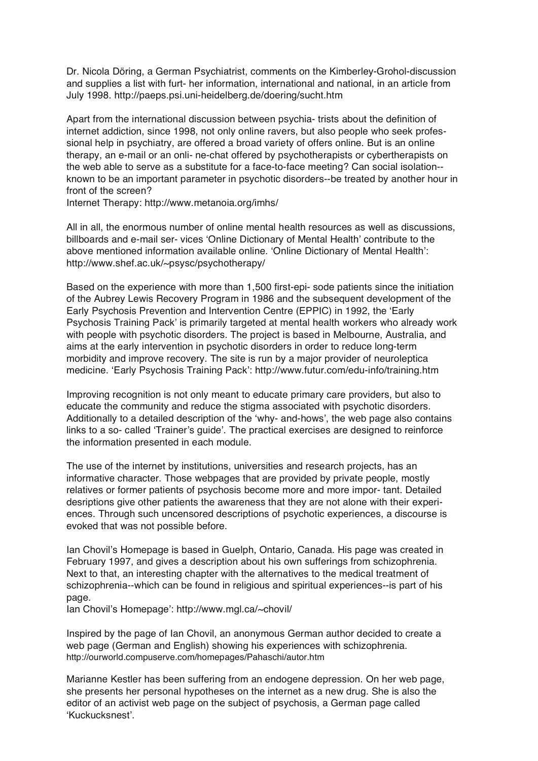Dr. Nicola Döring, a German Psychiatrist, comments on the Kimberley-Grohol-discussion and supplies a list with furt- her information, international and national, in an article from July 1998. http://paeps.psi.uni-heidelberg.de/doering/sucht.htm

Apart from the international discussion between psychia- trists about the definition of internet addiction, since 1998, not only online ravers, but also people who seek profes- sional help in psychiatry, are offered a broad variety of offers online. But is an online therapy, an e-mail or an onli- ne-chat offered by psychotherapists or cybertherapists on the web able to serve as a substitute for a face-to-face meeting? Can social isolation--known to be an important parameter in psychotic disorders--be treated by another hour in front of the screen?
Internet Therapy: http://www.metanoia.org/imhs/

All in all, the enormous number of online mental health resources as well as discussions, billboards and e-mail ser- vices 'Online Dictionary of Mental Health' contribute to the above mentioned information available online. 'Online Dictionary of Mental Health': http://www.shef.ac.uk/~psysc/psychotherapy/

Based on the experience with more than 1,500 first-epi- sode patients since the initiation of the Aubrey Lewis Recovery Program in 1986 and the subsequent development of the Early Psychosis Prevention and Intervention Centre (EPPIC) in 1992, the 'Early Psychosis Training Pack' is primarily targeted at mental health workers who already work with people with psychotic disorders. The project is based in Melbourne, Australia, and aims at the early intervention in psychotic disorders in order to reduce long-term morbidity and improve recovery. The site is run by a major provider of neuroleptica medicine. 'Early Psychosis Training Pack': http://www.futur.com/edu-info/training.htm

Improving recognition is not only meant to educate primary care providers, but also to educate the community and reduce the stigma associated with psychotic disorders. Additionally to a detailed description of the 'why- and-hows', the web page also contains links to a so- called 'Trainer's guide'. The practical exercises are designed to reinforce the information presented in each module.

The use of the internet by institutions, universities and research projects, has an informative character. Those webpages that are provided by private people, mostly relatives or former patients of psychosis become more and more impor- tant. Detailed desriptions give other patients the awareness that they are not alone with their experi- ences. Through such uncensored descriptions of psychotic experiences, a discourse is evoked that was not possible before.

Ian Chovil's Homepage is based in Guelph, Ontario, Canada. His page was created in February 1997, and gives a description about his own sufferings from schizophrenia. Next to that, an interesting chapter with the alternatives to the medical treatment of schizophrenia--which can be found in religious and spiritual experiences--is part of his page.
Ian Chovil's Homepage': http://www.mgl.ca/~chovil/

Inspired by the page of Ian Chovil, an anonymous German author decided to create a web page (German and English) showing his experiences with schizophrenia. http://ourworld.compuserve.com/homepages/Pahaschi/autor.htm

Marianne Kestler has been suffering from an endogene depression. On her web page, she presents her personal hypotheses on the internet as a new drug. She is also the editor of an activist web page on the subject of psychosis, a German page called 'Kuckucksnest'.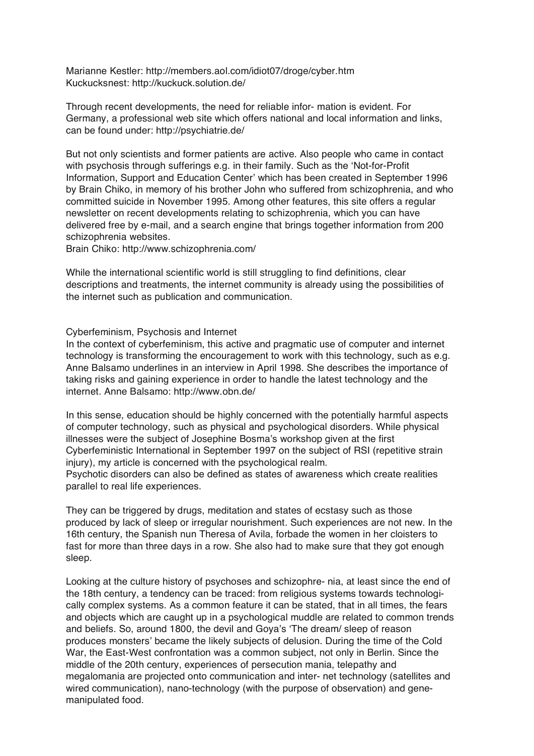Marianne Kestler: http://members.aol.com/idiot07/droge/cyber.htm
Kuckucksnest: http://kuckuck.solution.de/

Through recent developments, the need for reliable infor- mation is evident. For Germany, a professional web site which offers national and local information and links, can be found under: http://psychiatrie.de/

But not only scientists and former patients are active. Also people who came in contact with psychosis through sufferings e.g. in their family. Such as the 'Not-for-Profit Information, Support and Education Center' which has been created in September 1996 by Brain Chiko, in memory of his brother John who suffered from schizophrenia, and who committed suicide in November 1995. Among other features, this site offers a regular newsletter on recent developments relating to schizophrenia, which you can have delivered free by e-mail, and a search engine that brings together information from 200 schizophrenia websites.
Brain Chiko: http://www.schizophrenia.com/

While the international scientific world is still struggling to find definitions, clear descriptions and treatments, the internet community is already using the possibilities of the internet such as publication and communication.

## Cyberfeminism, Psychosis and Internet

In the context of cyberfeminism, this active and pragmatic use of computer and internet technology is transforming the encouragement to work with this technology, such as e.g. Anne Balsamo underlines in an interview in April 1998. She describes the importance of taking risks and gaining experience in order to handle the latest technology and the internet. Anne Balsamo: http://www.obn.de/

In this sense, education should be highly concerned with the potentially harmful aspects of computer technology, such as physical and psychological disorders. While physical illnesses were the subject of Josephine Bosma's workshop given at the first Cyberfeministic International in September 1997 on the subject of RSI (repetitive strain injury), my article is concerned with the psychological realm.
Psychotic disorders can also be defined as states of awareness which create realities parallel to real life experiences.

They can be triggered by drugs, meditation and states of ecstasy such as those produced by lack of sleep or irregular nourishment. Such experiences are not new. In the 16th century, the Spanish nun Theresa of Avila, forbade the women in her cloisters to fast for more than three days in a row. She also had to make sure that they got enough sleep.

Looking at the culture history of psychoses and schizophre- nia, at least since the end of the 18th century, a tendency can be traced: from religious systems towards technologically complex systems. As a common feature it can be stated, that in all times, the fears and objects which are caught up in a psychological muddle are related to common trends and beliefs. So, around 1800, the devil and Goya's 'The dream/ sleep of reason produces monsters' became the likely subjects of delusion. During the time of the Cold War, the East-West confrontation was a common subject, not only in Berlin. Since the middle of the 20th century, experiences of persecution mania, telepathy and megalomania are projected onto communication and inter- net technology (satellites and wired communication), nano-technology (with the purpose of observation) and gene-manipulated food.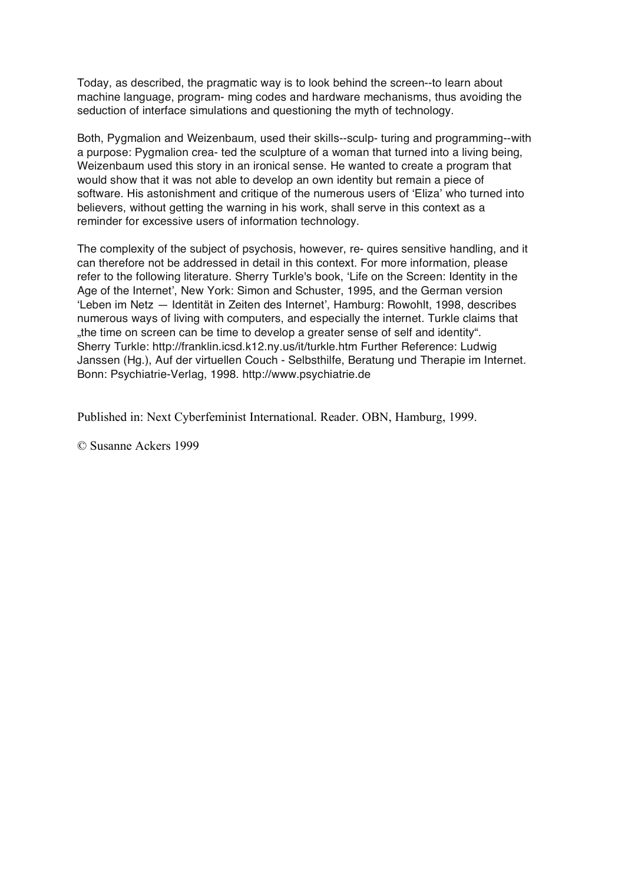Today, as described, the pragmatic way is to look behind the screen--to learn about machine language, program- ming codes and hardware mechanisms, thus avoiding the seduction of interface simulations and questioning the myth of technology.

Both, Pygmalion and Weizenbaum, used their skills--sculp- turing and programming--with a purpose: Pygmalion crea- ted the sculpture of a woman that turned into a living being, Weizenbaum used this story in an ironical sense. He wanted to create a program that would show that it was not able to develop an own identity but remain a piece of software. His astonishment and critique of the numerous users of 'Eliza' who turned into believers, without getting the warning in his work, shall serve in this context as a reminder for excessive users of information technology.

The complexity of the subject of psychosis, however, re- quires sensitive handling, and it can therefore not be addressed in detail in this context. For more information, please refer to the following literature. Sherry Turkle's book, 'Life on the Screen: Identity in the Age of the Internet', New York: Simon and Schuster, 1995, and the German version 'Leben im Netz — Identität in Zeiten des Internet', Hamburg: Rowohlt, 1998, describes numerous ways of living with computers, and especially the internet. Turkle claims that „the time on screen can be time to develop a greater sense of self and identity". Sherry Turkle: http://franklin.icsd.k12.ny.us/it/turkle.htm Further Reference: Ludwig Janssen (Hg.), Auf der virtuellen Couch - Selbsthilfe, Beratung und Therapie im Internet. Bonn: Psychiatrie-Verlag, 1998. http://www.psychiatrie.de

Published in: Next Cyberfeminist International. Reader. OBN, Hamburg, 1999.

© Susanne Ackers 1999